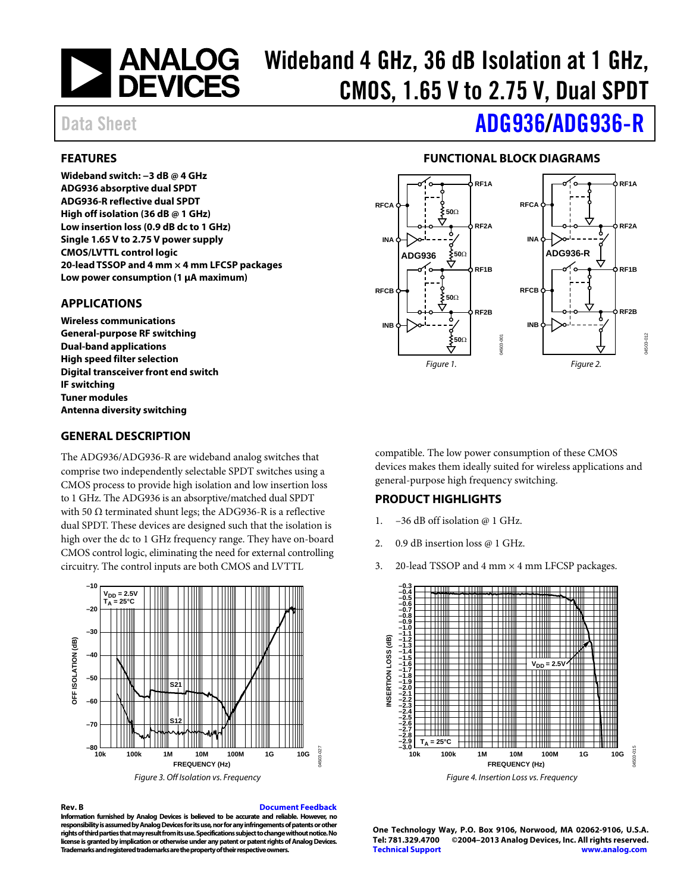# Wideband 4 GHz, 36 dB Isolation at 1 GHz, CMOS, 1.65 V to 2.75 V, Dual SPDT

Data Sheet

# ADG936/ADG936-R

## FEATURES

**Wideband switch: −3 dB @ 4 GHz**
**ADG936 absorptive dual SPDT**
**ADG936-R reflective dual SPDT**
**High off isolation (36 dB @ 1 GHz)**
**Low insertion loss (0.9 dB dc to 1 GHz)**
**Single 1.65 V to 2.75 V power supply**
**CMOS/LVTTL control logic**
**20-lead TSSOP and 4 mm × 4 mm LFCSP packages**
**Low power consumption (1 µA maximum)**

## APPLICATIONS

**Wireless communications**
**General-purpose RF switching**
**Dual-band applications**
**High speed filter selection**
**Digital transceiver front end switch**
**IF switching**
**Tuner modules**
**Antenna diversity switching**

## FUNCTIONAL BLOCK DIAGRAMS

*Figure 1.*

*Figure 2.*

## GENERAL DESCRIPTION

The ADG936/ADG936-R are wideband analog switches that comprise two independently selectable SPDT switches using a CMOS process to provide high isolation and low insertion loss to 1 GHz. The ADG936 is an absorptive/matched dual SPDT with 50 Ω terminated shunt legs; the ADG936-R is a reflective dual SPDT. These devices are designed such that the isolation is high over the dc to 1 GHz frequency range. They have on-board CMOS control logic, eliminating the need for external controlling circuitry. The control inputs are both CMOS and LVTTL compatible. The low power consumption of these CMOS devices makes them ideally suited for wireless applications and general-purpose high frequency switching.

## PRODUCT HIGHLIGHTS

1. −36 dB off isolation @ 1 GHz.
2. 0.9 dB insertion loss @ 1 GHz.
3. 20-lead TSSOP and 4 mm × 4 mm LFCSP packages.

*Figure 3. Off Isolation vs. Frequency*

*Figure 4. Insertion Loss vs. Frequency*

Rev. B

Document Feedback

Information furnished by Analog Devices is believed to be accurate and reliable. However, no responsibility is assumed by Analog Devices for its use, nor for any infringements of patents or other rights of third parties that may result from its use. Specifications subject to change without notice. No license is granted by implication or otherwise under any patent or patent rights of Analog Devices. Trademarks and registered trademarks are the property of their respective owners.

One Technology Way, P.O. Box 9106, Norwood, MA 02062-9106, U.S.A.
Tel: 781.329.4700 ©2004–2013 Analog Devices, Inc. All rights reserved.
Technical Support www.analog.com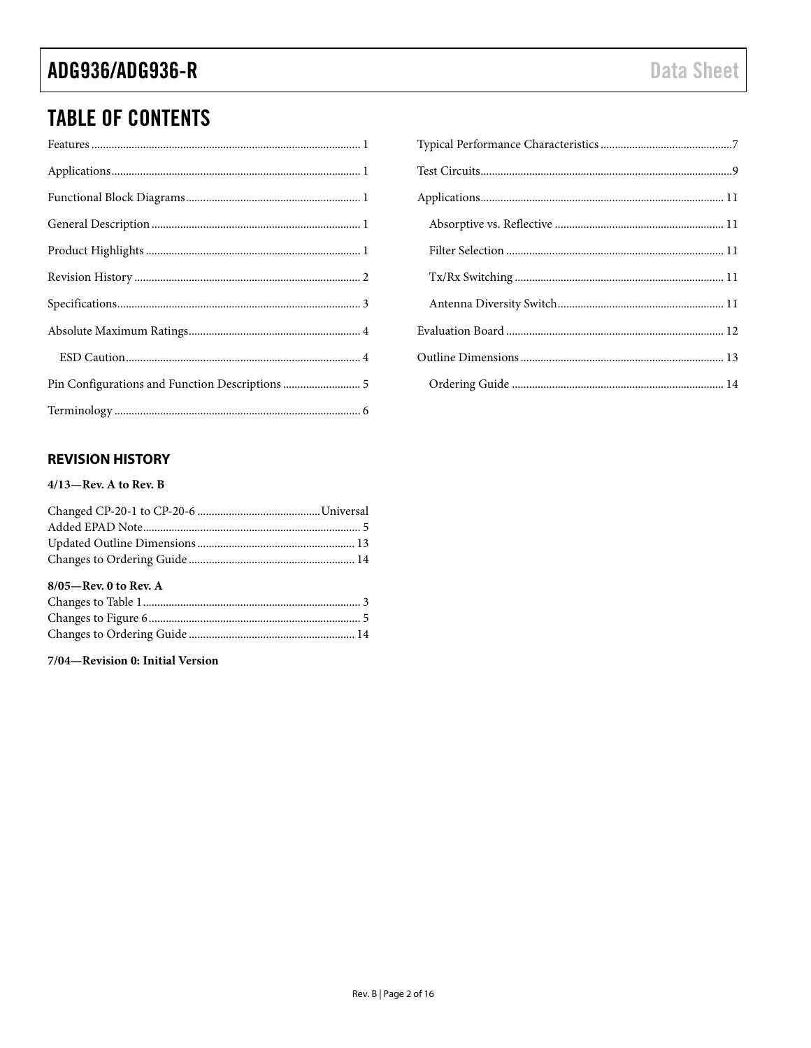## TABLE OF CONTENTS

Features ... 1
Applications ... 1
Functional Block Diagrams ... 1
General Description ... 1
Product Highlights ... 1
Revision History ... 2
Specifications ... 3
Absolute Maximum Ratings ... 4
  ESD Caution ... 4
Pin Configurations and Function Descriptions ... 5
Terminology ... 6
Typical Performance Characteristics ... 7
Test Circuits ... 9
Applications ... 11
  Absorptive vs. Reflective ... 11
  Filter Selection ... 11
  Tx/Rx Switching ... 11
  Antenna Diversity Switch ... 11
Evaluation Board ... 12
Outline Dimensions ... 13
  Ordering Guide ... 14

### REVISION HISTORY

**4/13—Rev. A to Rev. B**

Changed CP-20-1 to CP-20-6 ... Universal
Added EPAD Note ... 5
Updated Outline Dimensions ... 13
Changes to Ordering Guide ... 14

**8/05—Rev. 0 to Rev. A**

Changes to Table 1 ... 3
Changes to Figure 6 ... 5
Changes to Ordering Guide ... 14

**7/04—Revision 0: Initial Version**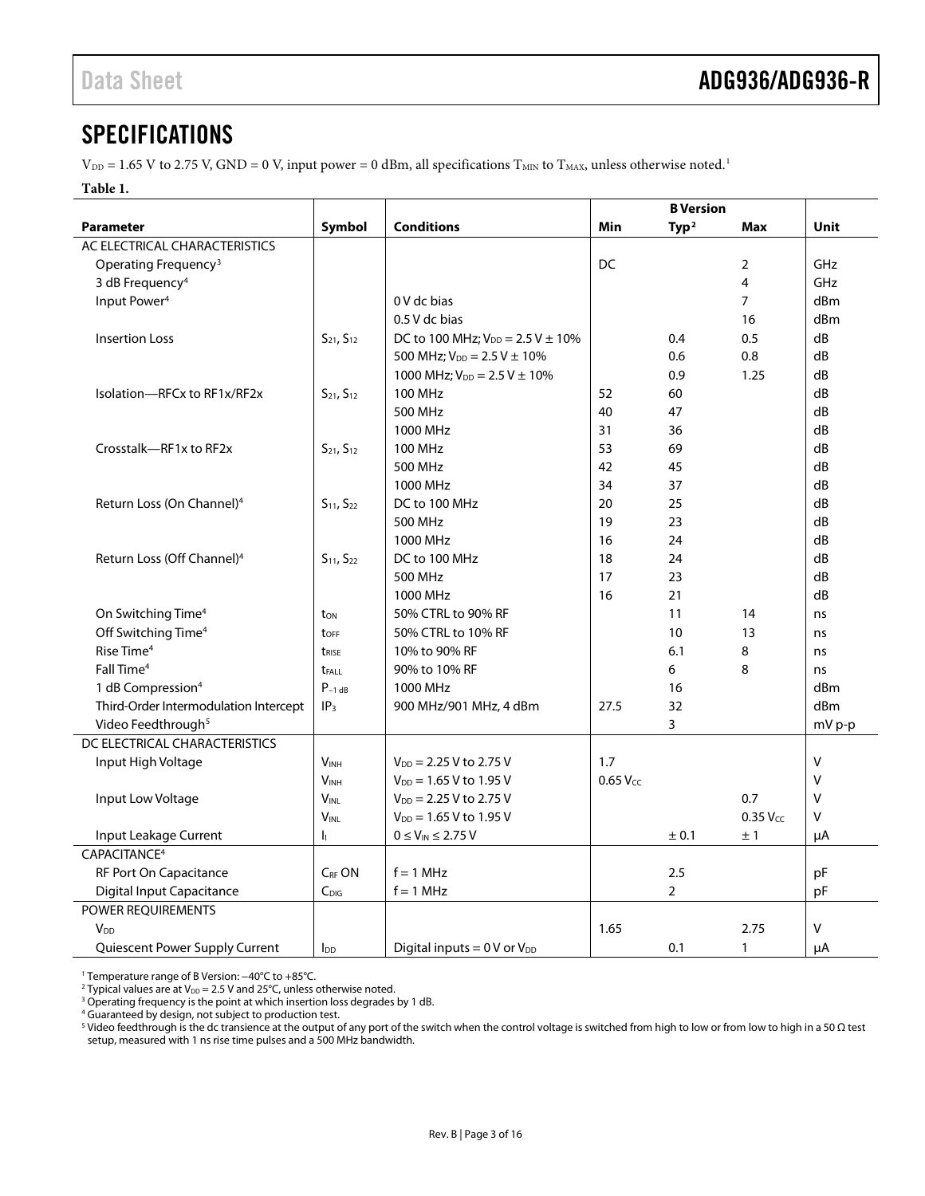## SPECIFICATIONS

$V_{DD}$ = 1.65 V to 2.75 V, GND = 0 V, input power = 0 dBm, all specifications $T_{MIN}$ to $T_{MAX}$, unless otherwise noted.[1]

**Table 1.**

| | | | B Version | | | |
|---|---|---|---|---|---|---|
| **Parameter** | **Symbol** | **Conditions** | **Min** | **Typ[2]** | **Max** | **Unit** |
| AC ELECTRICAL CHARACTERISTICS | | | | | | |
| Operating Frequency[3] | | | DC | | 2 | GHz |
| 3 dB Frequency[4] | | | | | 4 | GHz |
| Input Power[4] | | 0 V dc bias | | | 7 | dBm |
| | | 0.5 V dc bias | | | 16 | dBm |
| Insertion Loss | $S_{21}$, $S_{12}$ | DC to 100 MHz; $V_{DD}$ = 2.5 V ± 10% | | 0.4 | 0.5 | dB |
| | | 500 MHz; $V_{DD}$ = 2.5 V ± 10% | | 0.6 | 0.8 | dB |
| | | 1000 MHz; $V_{DD}$ = 2.5 V ± 10% | | 0.9 | 1.25 | dB |
| Isolation—RFCx to RF1x/RF2x | $S_{21}$, $S_{12}$ | 100 MHz | 52 | 60 | | dB |
| | | 500 MHz | 40 | 47 | | dB |
| | | 1000 MHz | 31 | 36 | | dB |
| Crosstalk—RF1x to RF2x | $S_{21}$, $S_{12}$ | 100 MHz | 53 | 69 | | dB |
| | | 500 MHz | 42 | 45 | | dB |
| | | 1000 MHz | 34 | 37 | | dB |
| Return Loss (On Channel)[4] | $S_{11}$, $S_{22}$ | DC to 100 MHz | 20 | 25 | | dB |
| | | 500 MHz | 19 | 23 | | dB |
| | | 1000 MHz | 16 | 24 | | dB |
| Return Loss (Off Channel)[4] | $S_{11}$, $S_{22}$ | DC to 100 MHz | 18 | 24 | | dB |
| | | 500 MHz | 17 | 23 | | dB |
| | | 1000 MHz | 16 | 21 | | dB |
| On Switching Time[4] | $t_{ON}$ | 50% CTRL to 90% RF | | 11 | 14 | ns |
| Off Switching Time[4] | $t_{OFF}$ | 50% CTRL to 10% RF | | 10 | 13 | ns |
| Rise Time[4] | $t_{RISE}$ | 10% to 90% RF | | 6.1 | 8 | ns |
| Fall Time[4] | $t_{FALL}$ | 90% to 10% RF | | 6 | 8 | ns |
| 1 dB Compression[4] | $P_{-1\ dB}$ | 1000 MHz | | 16 | | dBm |
| Third-Order Intermodulation Intercept | $IP_3$ | 900 MHz/901 MHz, 4 dBm | 27.5 | 32 | | dBm |
| Video Feedthrough[5] | | | | 3 | | mV p-p |
| DC ELECTRICAL CHARACTERISTICS | | | | | | |
| Input High Voltage | $V_{INH}$ | $V_{DD}$ = 2.25 V to 2.75 V | 1.7 | | | V |
| | $V_{INH}$ | $V_{DD}$ = 1.65 V to 1.95 V | 0.65 $V_{CC}$ | | | V |
| Input Low Voltage | $V_{INL}$ | $V_{DD}$ = 2.25 V to 2.75 V | | | 0.7 | V |
| | $V_{INL}$ | $V_{DD}$ = 1.65 V to 1.95 V | | | 0.35 $V_{CC}$ | V |
| Input Leakage Current | $I_I$ | $0 \leq V_{IN} \leq 2.75$ V | | ± 0.1 | ± 1 | μA |
| CAPACITANCE[4] | | | | | | |
| RF Port On Capacitance | $C_{RF}$ ON | f = 1 MHz | | 2.5 | | pF |
| Digital Input Capacitance | $C_{DIG}$ | f = 1 MHz | | 2 | | pF |
| POWER REQUIREMENTS | | | | | | |
| $V_{DD}$ | | | 1.65 | | 2.75 | V |
| Quiescent Power Supply Current | $I_{DD}$ | Digital inputs = 0 V or $V_{DD}$ | | 0.1 | 1 | μA |

[1] Temperature range of B Version: −40°C to +85°C.
[2] Typical values are at $V_{DD}$ = 2.5 V and 25°C, unless otherwise noted.
[3] Operating frequency is the point at which insertion loss degrades by 1 dB.
[4] Guaranteed by design, not subject to production test.
[5] Video feedthrough is the dc transience at the output of any port of the switch when the control voltage is switched from high to low or from low to high in a 50 Ω test setup, measured with 1 ns rise time pulses and a 500 MHz bandwidth.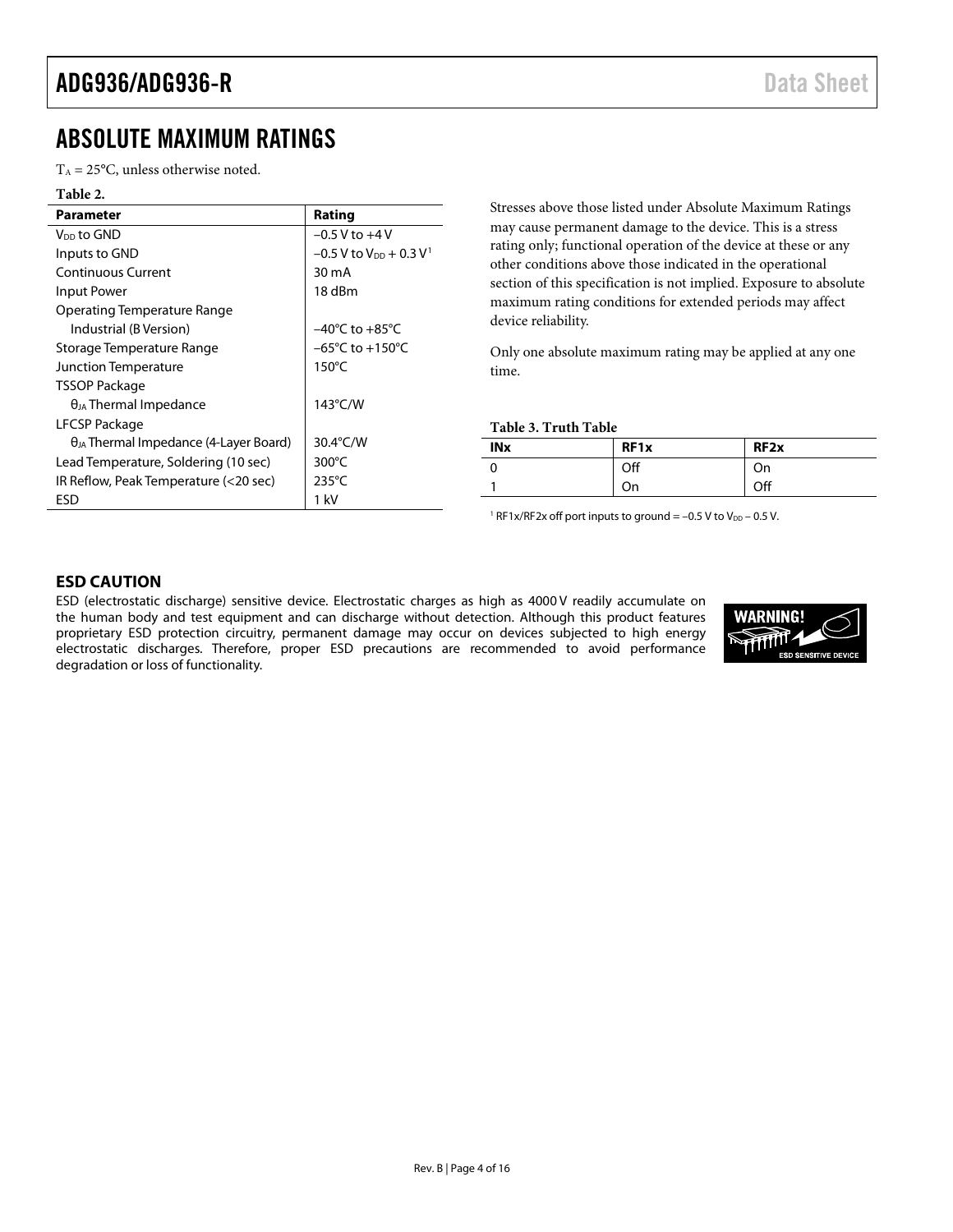## ABSOLUTE MAXIMUM RATINGS

$T_A$ = 25°C, unless otherwise noted.

**Table 2.**

| Parameter | Rating |
|---|---|
| $V_{DD}$ to GND | −0.5 V to +4 V |
| Inputs to GND | −0.5 V to $V_{DD}$ + 0.3 V[1] |
| Continuous Current | 30 mA |
| Input Power | 18 dBm |
| Operating Temperature Range | |
| Industrial (B Version) | −40°C to +85°C |
| Storage Temperature Range | −65°C to +150°C |
| Junction Temperature | 150°C |
| TSSOP Package | |
| $θ_{JA}$ Thermal Impedance | 143°C/W |
| LFCSP Package | |
| $θ_{JA}$ Thermal Impedance (4-Layer Board) | 30.4°C/W |
| Lead Temperature, Soldering (10 sec) | 300°C |
| IR Reflow, Peak Temperature (<20 sec) | 235°C |
| ESD | 1 kV |

[1] RF1x/RF2x off port inputs to ground = −0.5 V to $V_{DD}$ − 0.5 V.

Stresses above those listed under Absolute Maximum Ratings may cause permanent damage to the device. This is a stress rating only; functional operation of the device at these or any other conditions above those indicated in the operational section of this specification is not implied. Exposure to absolute maximum rating conditions for extended periods may affect device reliability.

Only one absolute maximum rating may be applied at any one time.

**Table 3. Truth Table**

| INx | RF1x | RF2x |
|---|---|---|
| 0 | Off | On |
| 1 | On | Off |

### ESD CAUTION

ESD (electrostatic discharge) sensitive device. Electrostatic charges as high as 4000 V readily accumulate on the human body and test equipment and can discharge without detection. Although this product features proprietary ESD protection circuitry, permanent damage may occur on devices subjected to high energy electrostatic discharges. Therefore, proper ESD precautions are recommended to avoid performance degradation or loss of functionality.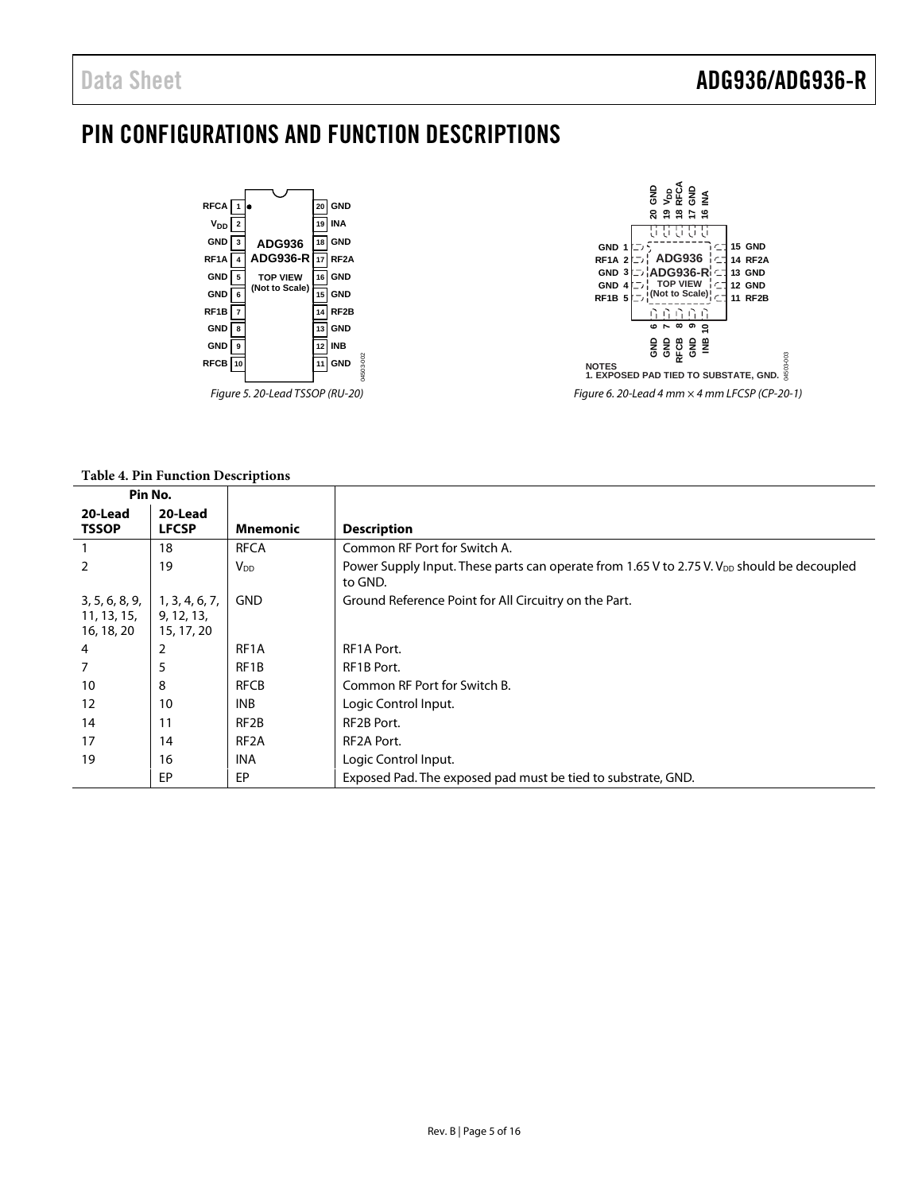# PIN CONFIGURATIONS AND FUNCTION DESCRIPTIONS

*Figure 5. 20-Lead TSSOP (RU-20)*

NOTES
1. EXPOSED PAD TIED TO SUBSTATE, GND.

*Figure 6. 20-Lead 4 mm × 4 mm LFCSP (CP-20-1)*

**Table 4. Pin Function Descriptions**

| Pin No. | | | |
|---|---|---|---|
| **20-Lead TSSOP** | **20-Lead LFCSP** | **Mnemonic** | **Description** |
| 1 | 18 | RFCA | Common RF Port for Switch A. |
| 2 | 19 | $V_{DD}$ | Power Supply Input. These parts can operate from 1.65 V to 2.75 V. $V_{DD}$ should be decoupled to GND. |
| 3, 5, 6, 8, 9, 11, 13, 15, 16, 18, 20 | 1, 3, 4, 6, 7, 9, 12, 13, 15, 17, 20 | GND | Ground Reference Point for All Circuitry on the Part. |
| 4 | 2 | RF1A | RF1A Port. |
| 7 | 5 | RF1B | RF1B Port. |
| 10 | 8 | RFCB | Common RF Port for Switch B. |
| 12 | 10 | INB | Logic Control Input. |
| 14 | 11 | RF2B | RF2B Port. |
| 17 | 14 | RF2A | RF2A Port. |
| 19 | 16 | INA | Logic Control Input. |
| | EP | EP | Exposed Pad. The exposed pad must be tied to substrate, GND. |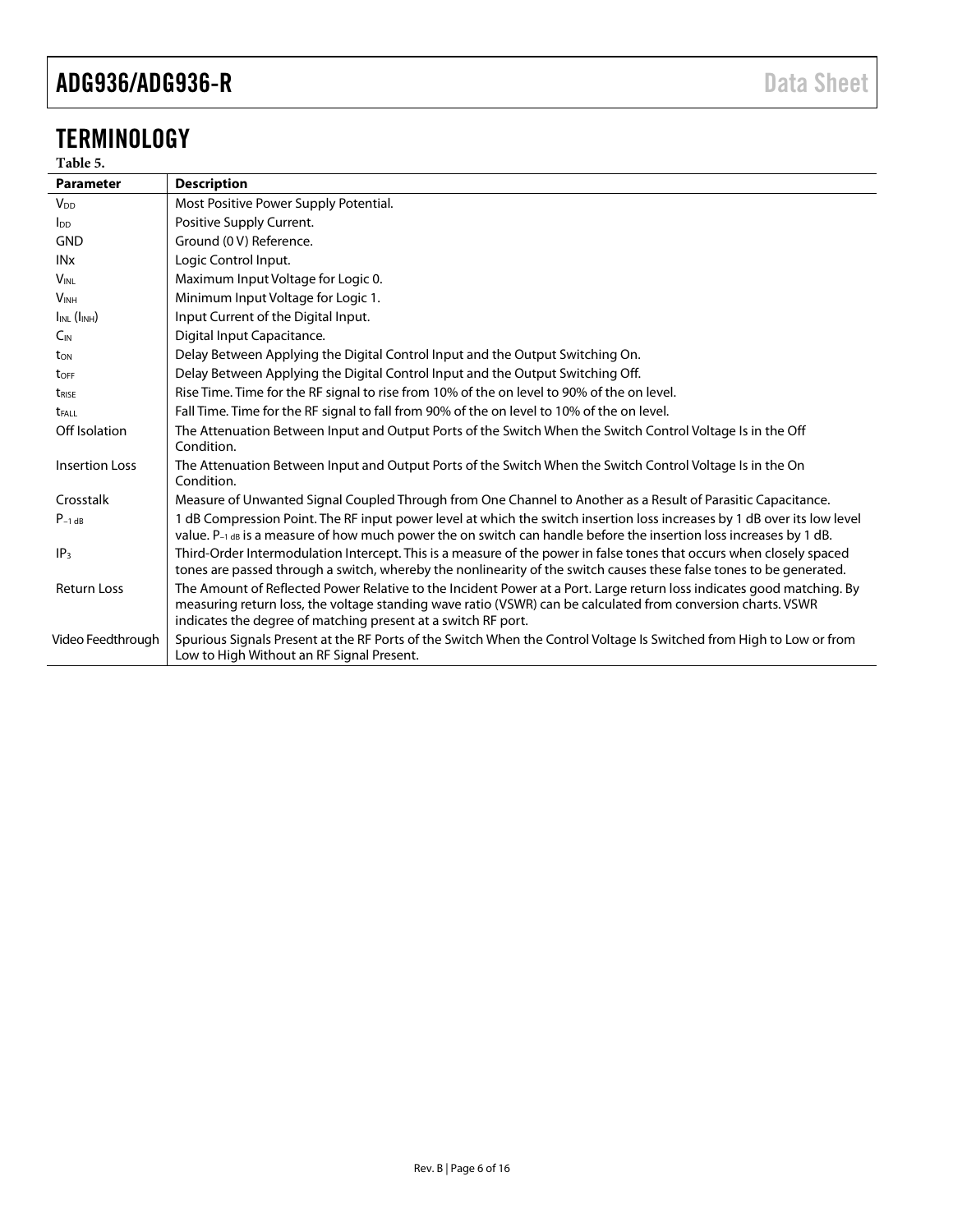# TERMINOLOGY

Table 5.

| Parameter | Description |
|---|---|
| $V_{DD}$ | Most Positive Power Supply Potential. |
| $I_{DD}$ | Positive Supply Current. |
| GND | Ground (0 V) Reference. |
| INx | Logic Control Input. |
| $V_{INL}$ | Maximum Input Voltage for Logic 0. |
| $V_{INH}$ | Minimum Input Voltage for Logic 1. |
| $I_{INL}$ ($I_{INH}$) | Input Current of the Digital Input. |
| $C_{IN}$ | Digital Input Capacitance. |
| $t_{ON}$ | Delay Between Applying the Digital Control Input and the Output Switching On. |
| $t_{OFF}$ | Delay Between Applying the Digital Control Input and the Output Switching Off. |
| $t_{RISE}$ | Rise Time. Time for the RF signal to rise from 10% of the on level to 90% of the on level. |
| $t_{FALL}$ | Fall Time. Time for the RF signal to fall from 90% of the on level to 10% of the on level. |
| Off Isolation | The Attenuation Between Input and Output Ports of the Switch When the Switch Control Voltage Is in the Off Condition. |
| Insertion Loss | The Attenuation Between Input and Output Ports of the Switch When the Switch Control Voltage Is in the On Condition. |
| Crosstalk | Measure of Unwanted Signal Coupled Through from One Channel to Another as a Result of Parasitic Capacitance. |
| $P_{-1 dB}$ | 1 dB Compression Point. The RF input power level at which the switch insertion loss increases by 1 dB over its low level value. $P_{-1 dB}$ is a measure of how much power the on switch can handle before the insertion loss increases by 1 dB. |
| $IP_3$ | Third-Order Intermodulation Intercept. This is a measure of the power in false tones that occurs when closely spaced tones are passed through a switch, whereby the nonlinearity of the switch causes these false tones to be generated. |
| Return Loss | The Amount of Reflected Power Relative to the Incident Power at a Port. Large return loss indicates good matching. By measuring return loss, the voltage standing wave ratio (VSWR) can be calculated from conversion charts. VSWR indicates the degree of matching present at a switch RF port. |
| Video Feedthrough | Spurious Signals Present at the RF Ports of the Switch When the Control Voltage Is Switched from High to Low or from Low to High Without an RF Signal Present. |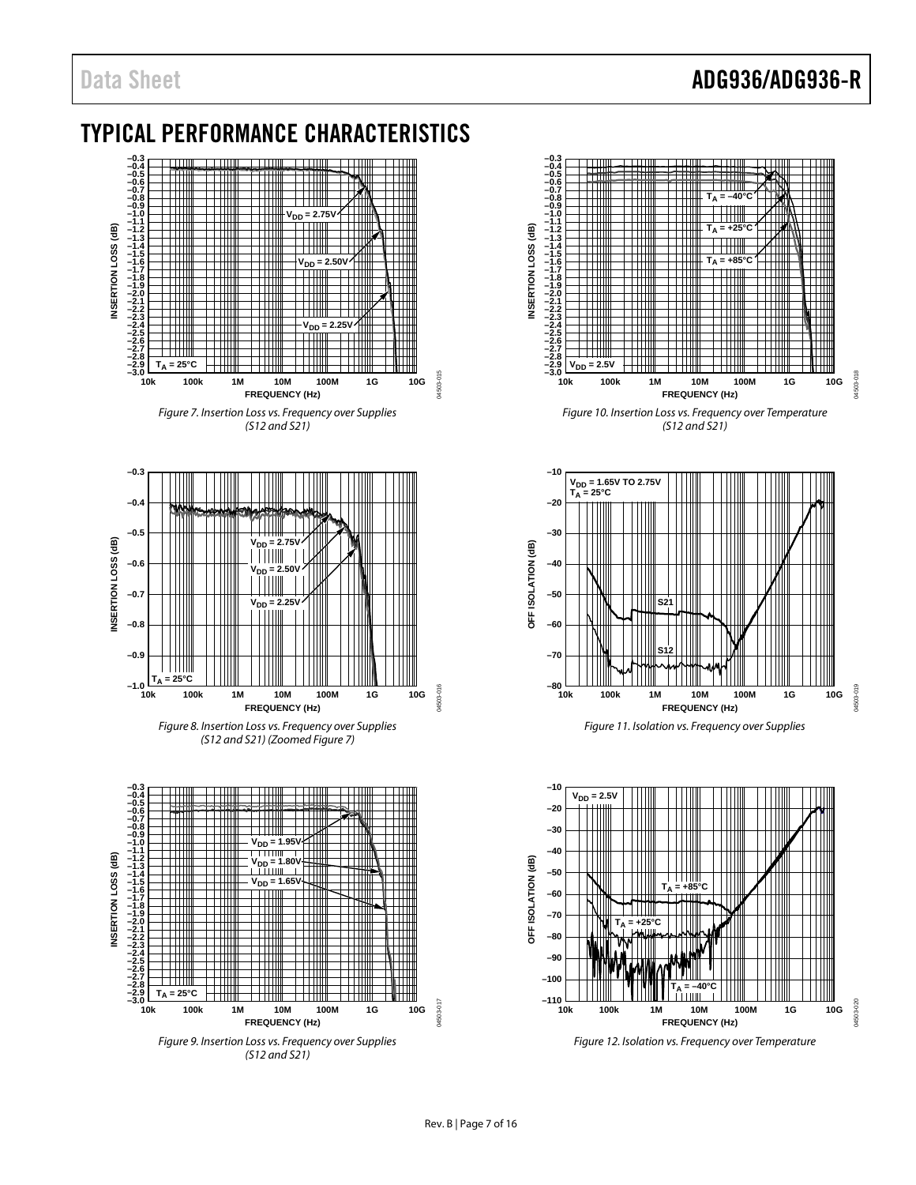# TYPICAL PERFORMANCE CHARACTERISTICS

Figure 7. Insertion Loss vs. Frequency over Supplies (S12 and S21)

Figure 8. Insertion Loss vs. Frequency over Supplies (S12 and S21) (Zoomed Figure 7)

Figure 9. Insertion Loss vs. Frequency over Supplies (S12 and S21)

Figure 10. Insertion Loss vs. Frequency over Temperature (S12 and S21)

Figure 11. Isolation vs. Frequency over Supplies

Figure 12. Isolation vs. Frequency over Temperature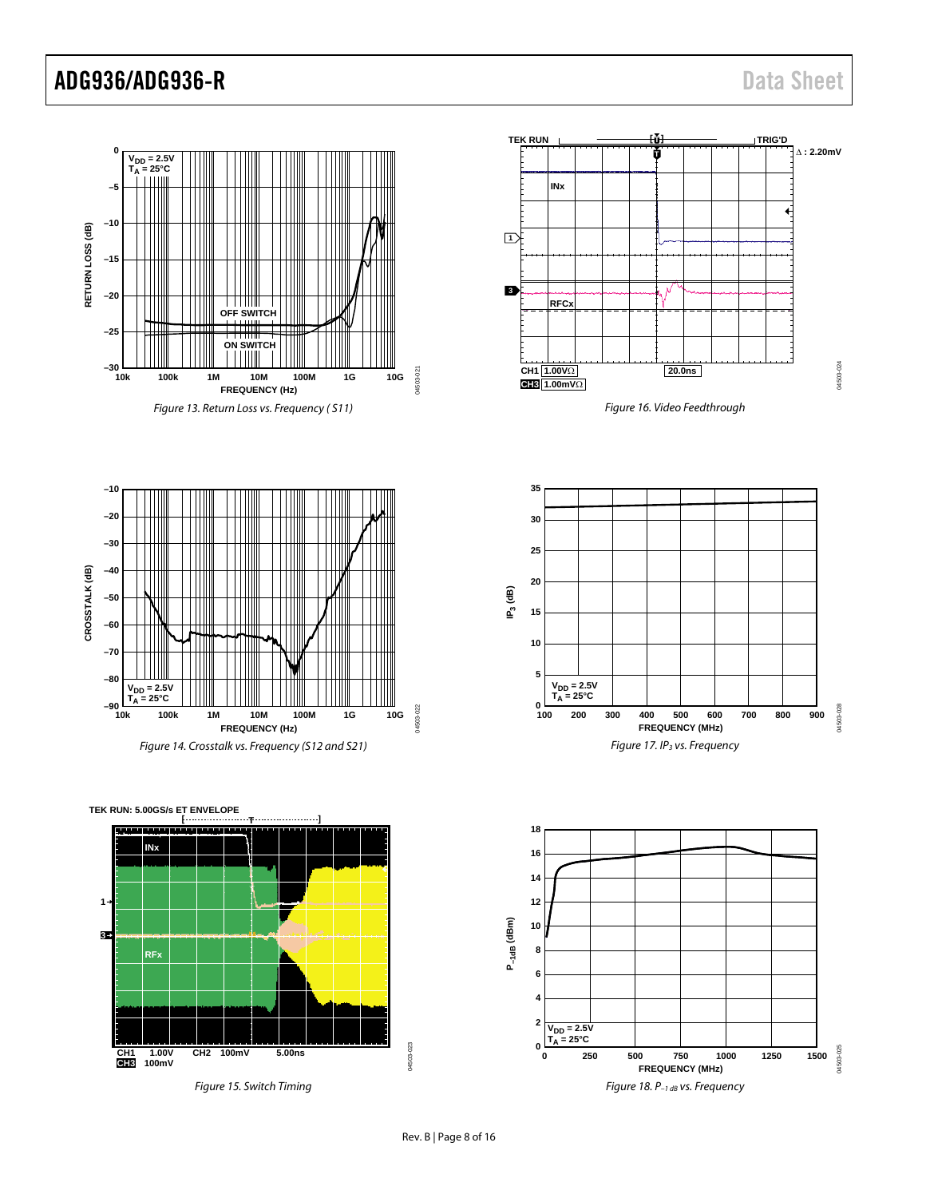Figure 13. Return Loss vs. Frequency (S11)

Figure 14. Crosstalk vs. Frequency (S12 and S21)

Figure 15. Switch Timing

Figure 16. Video Feedthrough

Figure 17. $IP_3$ vs. Frequency

Figure 18. $P_{-1\ dB}$ vs. Frequency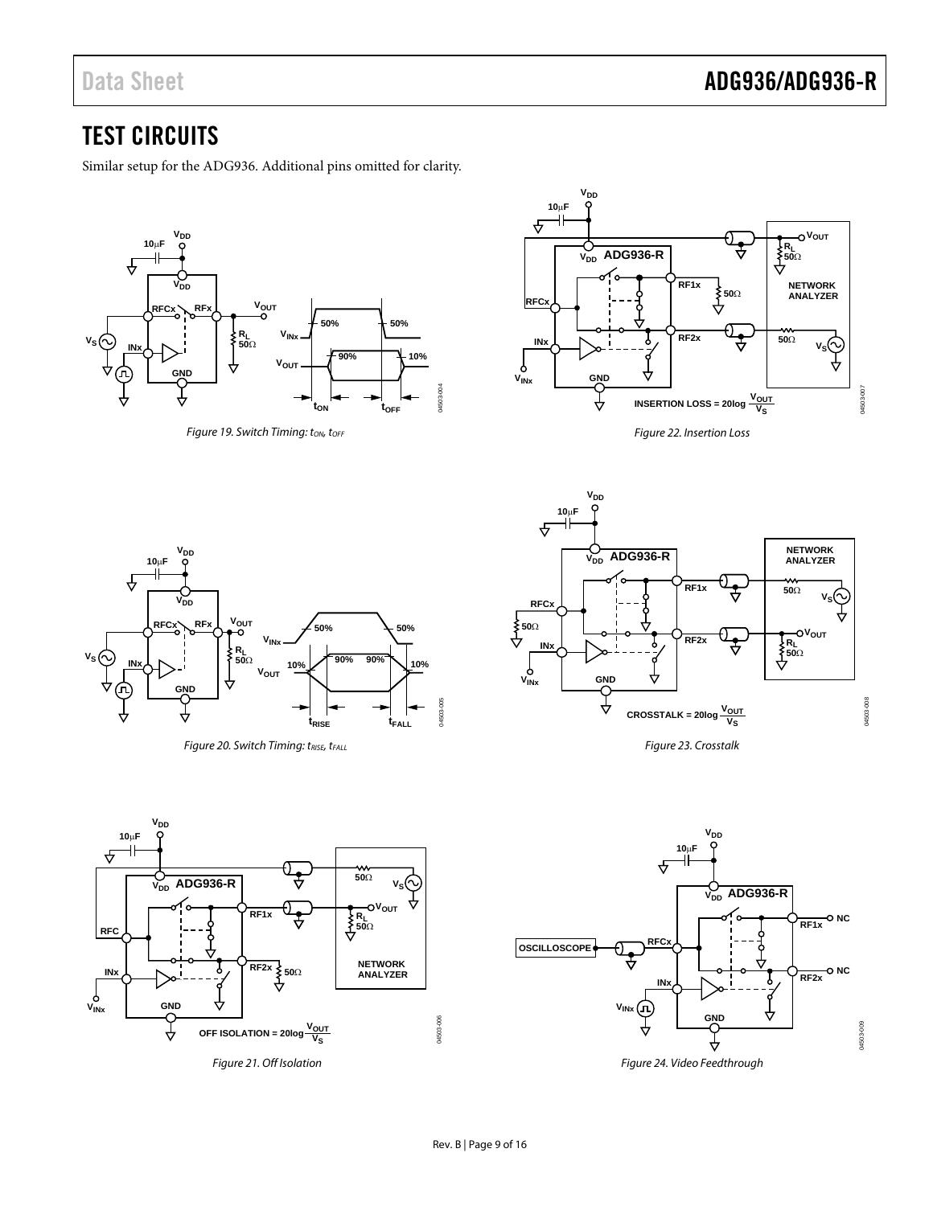## TEST CIRCUITS

Similar setup for the ADG936. Additional pins omitted for clarity.

*Figure 19. Switch Timing: $t_{ON}$, $t_{OFF}$*

*Figure 20. Switch Timing: $t_{RISE}$, $t_{FALL}$*

$$\text{OFF ISOLATION} = 20\log\frac{V_{OUT}}{V_S}$$

*Figure 21. Off Isolation*

$$\text{INSERTION LOSS} = 20\log\frac{V_{OUT}}{V_S}$$

*Figure 22. Insertion Loss*

$$\text{CROSSTALK} = 20\log\frac{V_{OUT}}{V_S}$$

*Figure 23. Crosstalk*

*Figure 24. Video Feedthrough*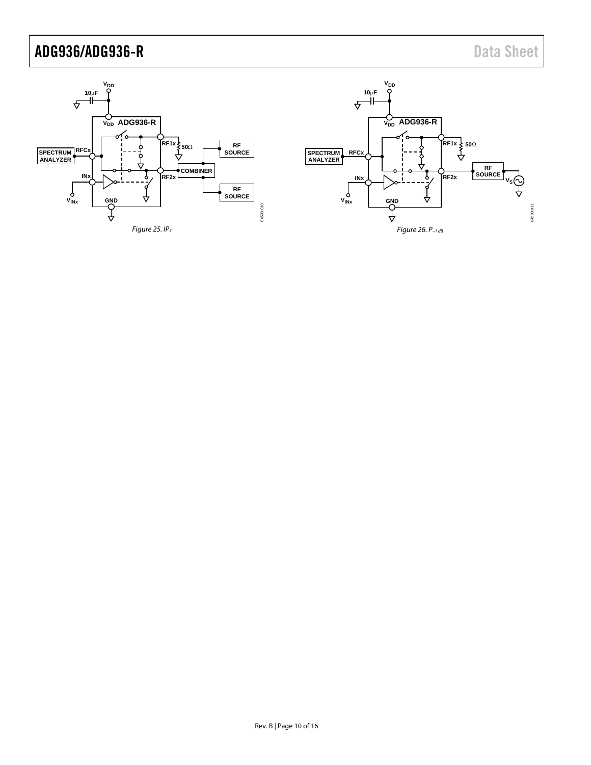Figure 25. $IP_3$

Figure 26. $P_{-1\ dB}$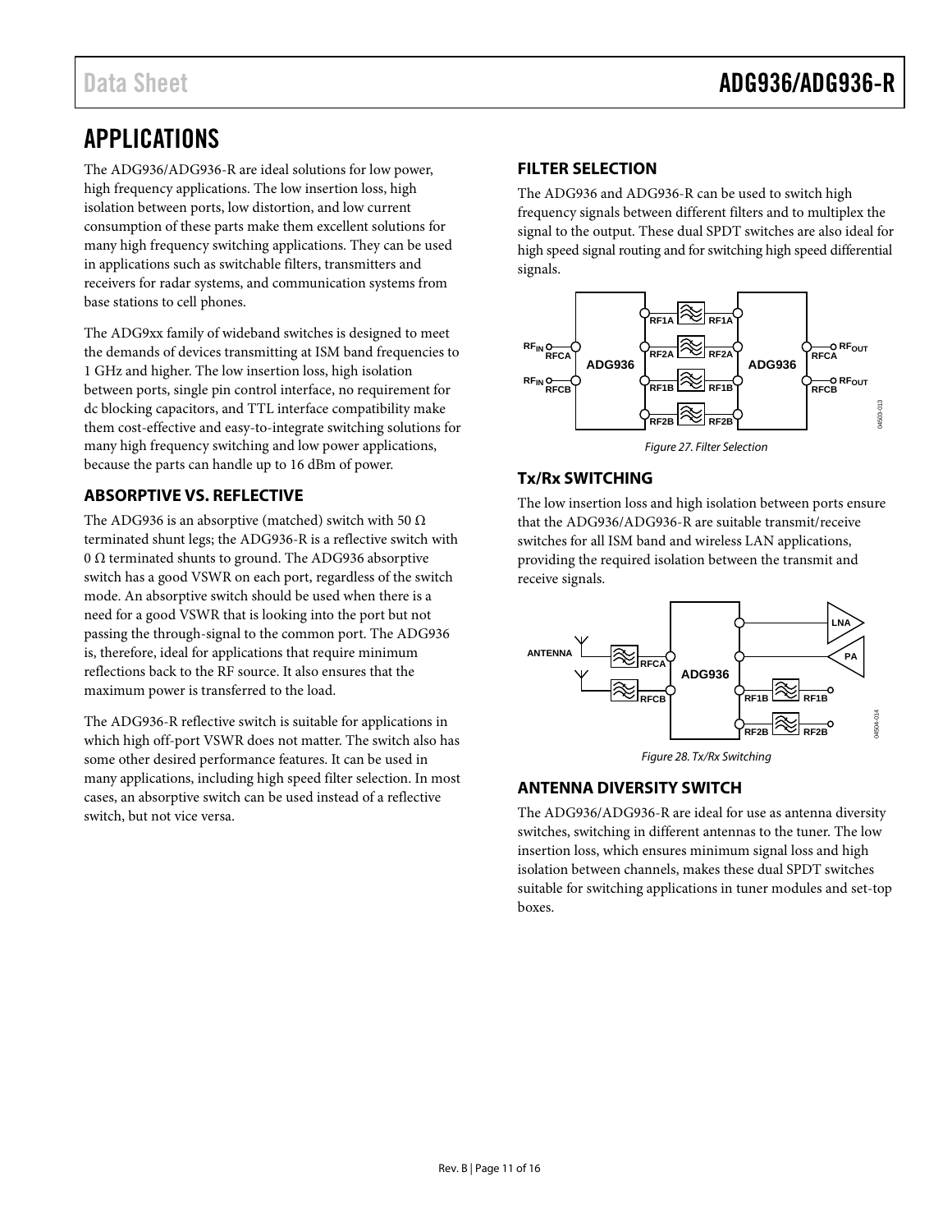# APPLICATIONS

The ADG936/ADG936-R are ideal solutions for low power, high frequency applications. The low insertion loss, high isolation between ports, low distortion, and low current consumption of these parts make them excellent solutions for many high frequency switching applications. They can be used in applications such as switchable filters, transmitters and receivers for radar systems, and communication systems from base stations to cell phones.

The ADG9xx family of wideband switches is designed to meet the demands of devices transmitting at ISM band frequencies to 1 GHz and higher. The low insertion loss, high isolation between ports, single pin control interface, no requirement for dc blocking capacitors, and TTL interface compatibility make them cost-effective and easy-to-integrate switching solutions for many high frequency switching and low power applications, because the parts can handle up to 16 dBm of power.

## ABSORPTIVE VS. REFLECTIVE

The ADG936 is an absorptive (matched) switch with 50 Ω terminated shunt legs; the ADG936-R is a reflective switch with 0 Ω terminated shunts to ground. The ADG936 absorptive switch has a good VSWR on each port, regardless of the switch mode. An absorptive switch should be used when there is a need for a good VSWR that is looking into the port but not passing the through-signal to the common port. The ADG936 is, therefore, ideal for applications that require minimum reflections back to the RF source. It also ensures that the maximum power is transferred to the load.

The ADG936-R reflective switch is suitable for applications in which high off-port VSWR does not matter. The switch also has some other desired performance features. It can be used in many applications, including high speed filter selection. In most cases, an absorptive switch can be used instead of a reflective switch, but not vice versa.

## FILTER SELECTION

The ADG936 and ADG936-R can be used to switch high frequency signals between different filters and to multiplex the signal to the output. These dual SPDT switches are also ideal for high speed signal routing and for switching high speed differential signals.

*Figure 27. Filter Selection*

## Tx/Rx SWITCHING

The low insertion loss and high isolation between ports ensure that the ADG936/ADG936-R are suitable transmit/receive switches for all ISM band and wireless LAN applications, providing the required isolation between the transmit and receive signals.

*Figure 28. Tx/Rx Switching*

## ANTENNA DIVERSITY SWITCH

The ADG936/ADG936-R are ideal for use as antenna diversity switches, switching in different antennas to the tuner. The low insertion loss, which ensures minimum signal loss and high isolation between channels, makes these dual SPDT switches suitable for switching applications in tuner modules and set-top boxes.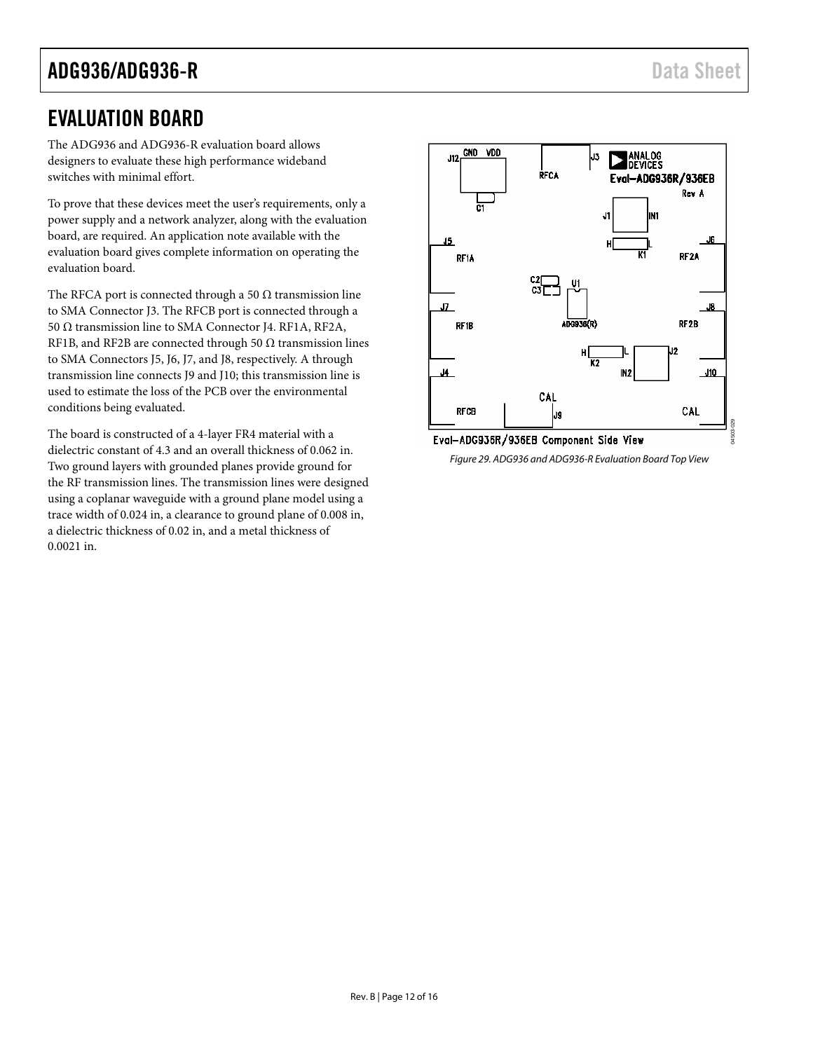# EVALUATION BOARD

The ADG936 and ADG936-R evaluation board allows designers to evaluate these high performance wideband switches with minimal effort.

To prove that these devices meet the user's requirements, only a power supply and a network analyzer, along with the evaluation board, are required. An application note available with the evaluation board gives complete information on operating the evaluation board.

The RFCA port is connected through a 50 Ω transmission line to SMA Connector J3. The RFCB port is connected through a 50 Ω transmission line to SMA Connector J4. RF1A, RF2A, RF1B, and RF2B are connected through 50 Ω transmission lines to SMA Connectors J5, J6, J7, and J8, respectively. A through transmission line connects J9 and J10; this transmission line is used to estimate the loss of the PCB over the environmental conditions being evaluated.

The board is constructed of a 4-layer FR4 material with a dielectric constant of 4.3 and an overall thickness of 0.062 in. Two ground layers with grounded planes provide ground for the RF transmission lines. The transmission lines were designed using a coplanar waveguide with a ground plane model using a trace width of 0.024 in, a clearance to ground plane of 0.008 in, a dielectric thickness of 0.02 in, and a metal thickness of 0.0021 in.

*Figure 29. ADG936 and ADG936-R Evaluation Board Top View*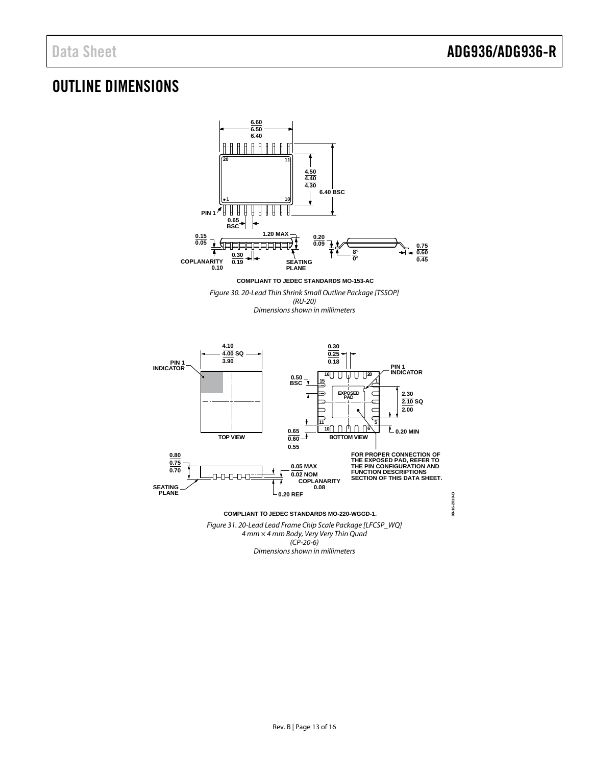# OUTLINE DIMENSIONS

COMPLIANT TO JEDEC STANDARDS MO-153-AC

*Figure 30. 20-Lead Thin Shrink Small Outline Package [TSSOP] (RU-20) Dimensions shown in millimeters*

COMPLIANT TO JEDEC STANDARDS MO-220-WGGD-1.

*Figure 31. 20-Lead Lead Frame Chip Scale Package [LFCSP_WQ] 4 mm × 4 mm Body, Very Very Thin Quad (CP-20-6) Dimensions shown in millimeters*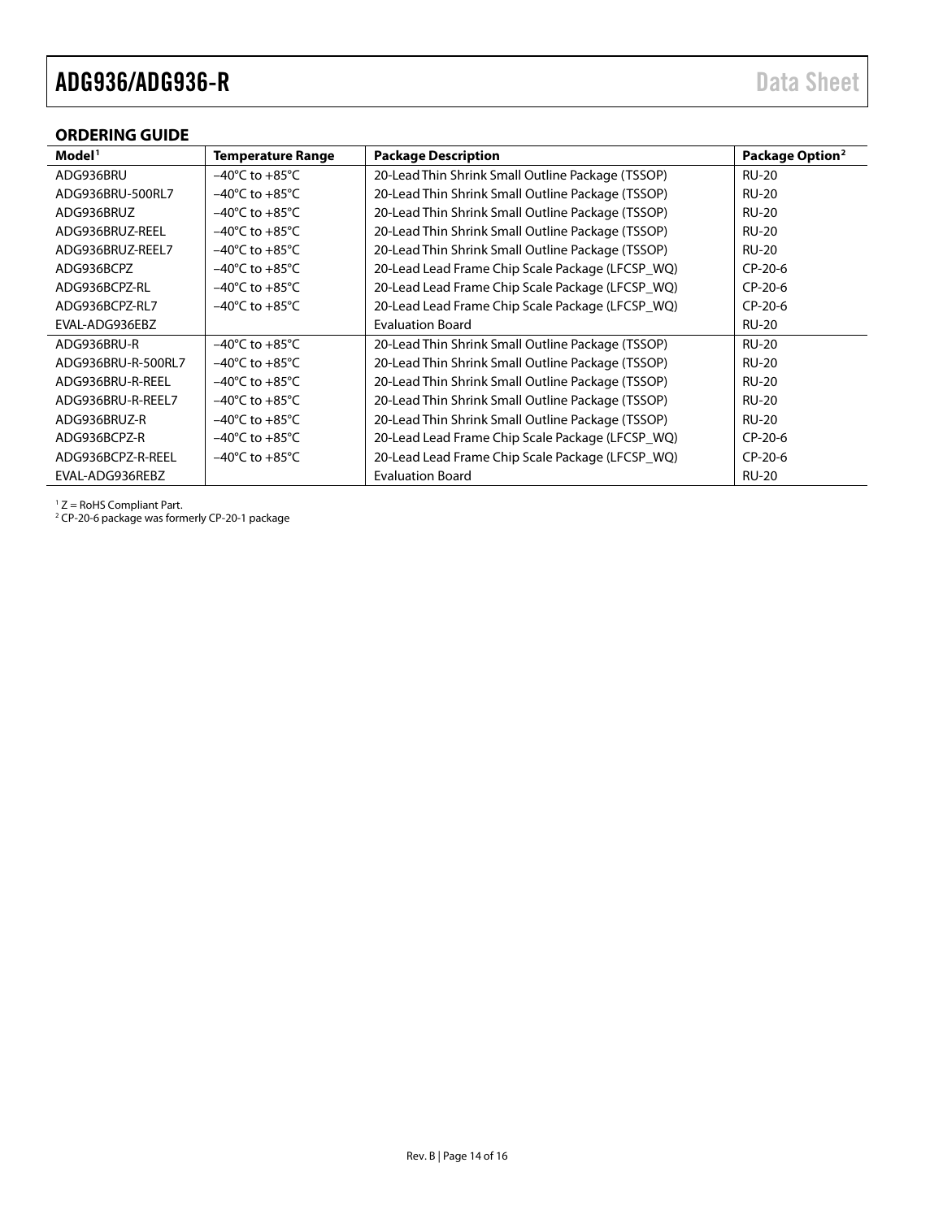## ORDERING GUIDE

| Model[1] | Temperature Range | Package Description | Package Option[2] |
|---|---|---|---|
| ADG936BRU | −40°C to +85°C | 20-Lead Thin Shrink Small Outline Package (TSSOP) | RU-20 |
| ADG936BRU-500RL7 | −40°C to +85°C | 20-Lead Thin Shrink Small Outline Package (TSSOP) | RU-20 |
| ADG936BRUZ | −40°C to +85°C | 20-Lead Thin Shrink Small Outline Package (TSSOP) | RU-20 |
| ADG936BRUZ-REEL | −40°C to +85°C | 20-Lead Thin Shrink Small Outline Package (TSSOP) | RU-20 |
| ADG936BRUZ-REEL7 | −40°C to +85°C | 20-Lead Thin Shrink Small Outline Package (TSSOP) | RU-20 |
| ADG936BCPZ | −40°C to +85°C | 20-Lead Lead Frame Chip Scale Package (LFCSP_WQ) | CP-20-6 |
| ADG936BCPZ-RL | −40°C to +85°C | 20-Lead Lead Frame Chip Scale Package (LFCSP_WQ) | CP-20-6 |
| ADG936BCPZ-RL7 | −40°C to +85°C | 20-Lead Lead Frame Chip Scale Package (LFCSP_WQ) | CP-20-6 |
| EVAL-ADG936EBZ | | Evaluation Board | RU-20 |
| ADG936BRU-R | −40°C to +85°C | 20-Lead Thin Shrink Small Outline Package (TSSOP) | RU-20 |
| ADG936BRU-R-500RL7 | −40°C to +85°C | 20-Lead Thin Shrink Small Outline Package (TSSOP) | RU-20 |
| ADG936BRU-R-REEL | −40°C to +85°C | 20-Lead Thin Shrink Small Outline Package (TSSOP) | RU-20 |
| ADG936BRU-R-REEL7 | −40°C to +85°C | 20-Lead Thin Shrink Small Outline Package (TSSOP) | RU-20 |
| ADG936BRUZ-R | −40°C to +85°C | 20-Lead Thin Shrink Small Outline Package (TSSOP) | RU-20 |
| ADG936BCPZ-R | −40°C to +85°C | 20-Lead Lead Frame Chip Scale Package (LFCSP_WQ) | CP-20-6 |
| ADG936BCPZ-R-REEL | −40°C to +85°C | 20-Lead Lead Frame Chip Scale Package (LFCSP_WQ) | CP-20-6 |
| EVAL-ADG936REBZ | | Evaluation Board | RU-20 |

[1] Z = RoHS Compliant Part.
[2] CP-20-6 package was formerly CP-20-1 package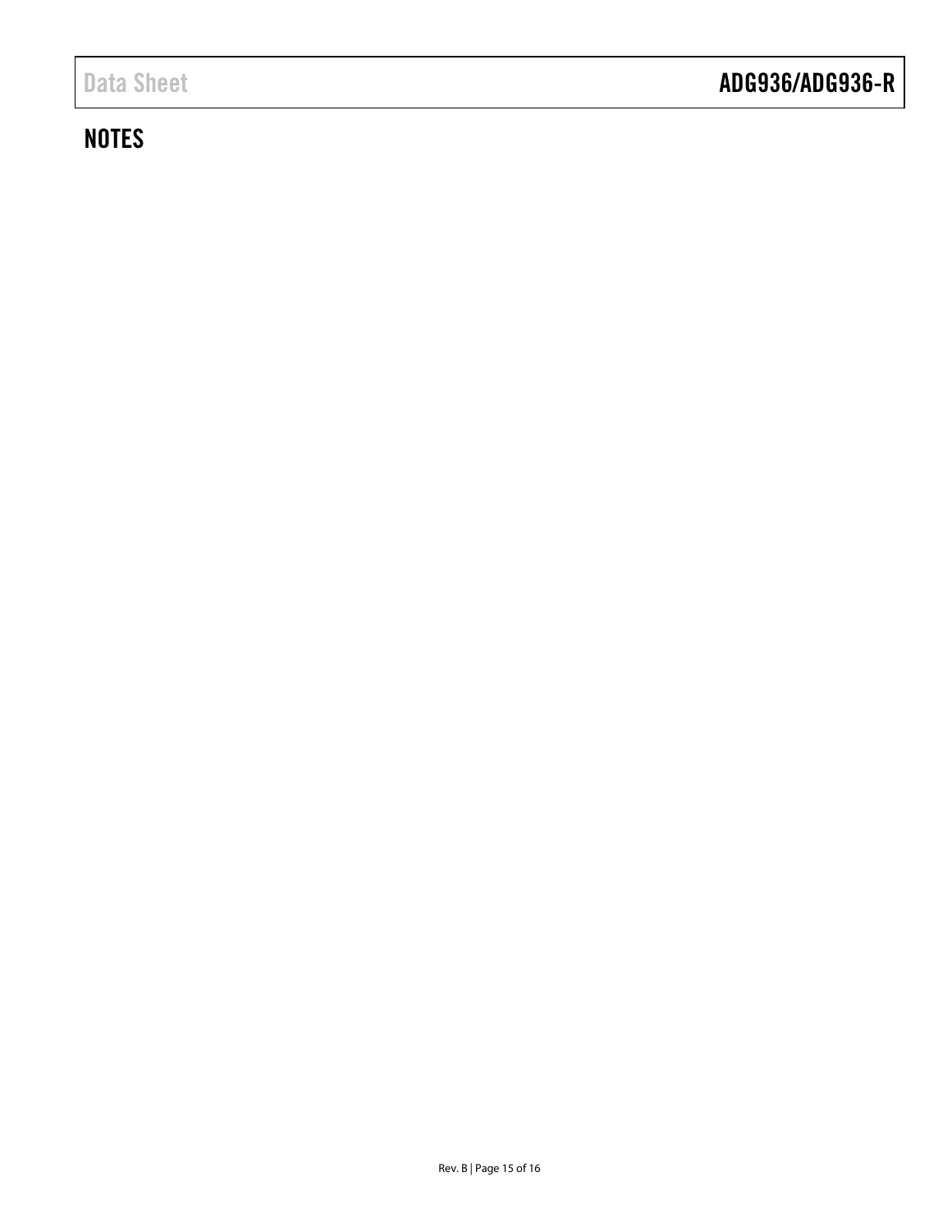## NOTES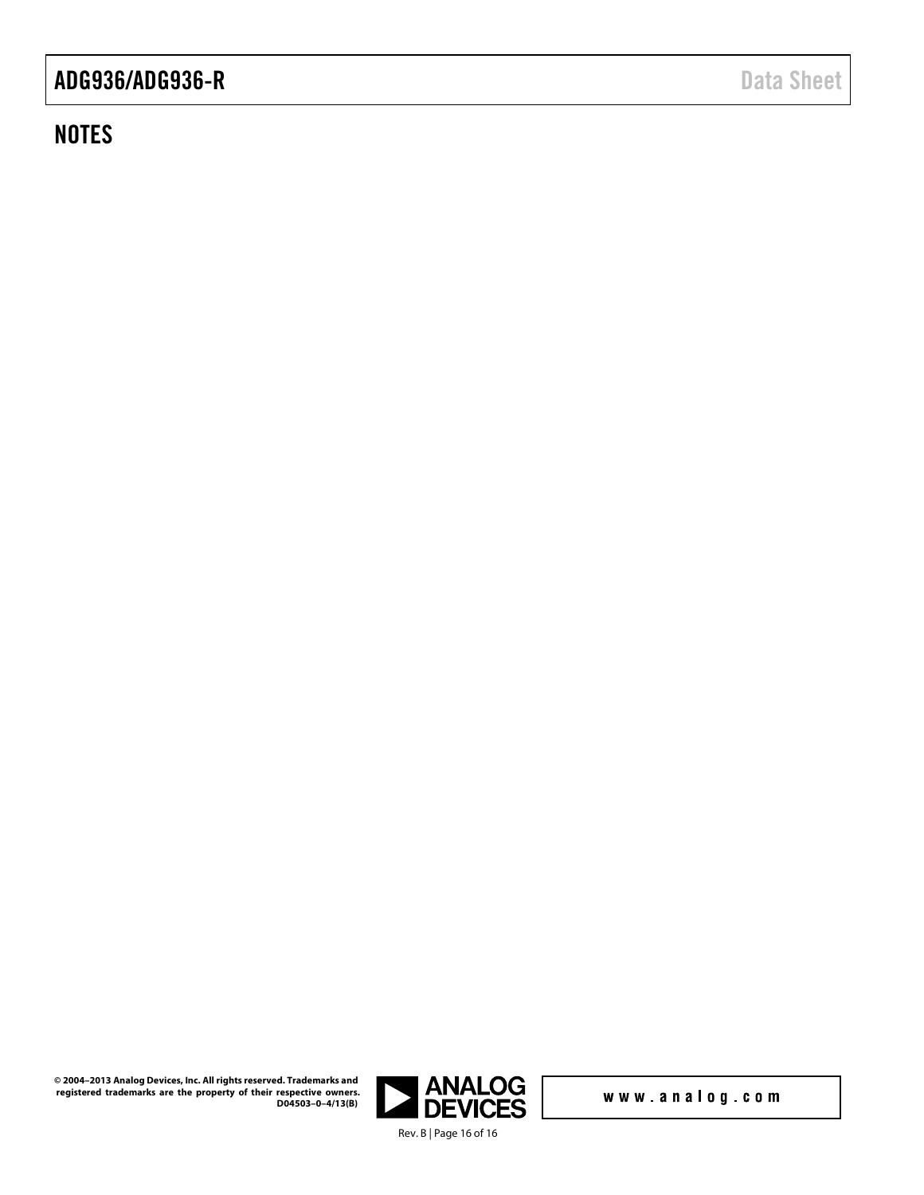## NOTES

© 2004–2013 Analog Devices, Inc. All rights reserved. Trademarks and registered trademarks are the property of their respective owners.
D04503-0-4/13(B)

www.analog.com